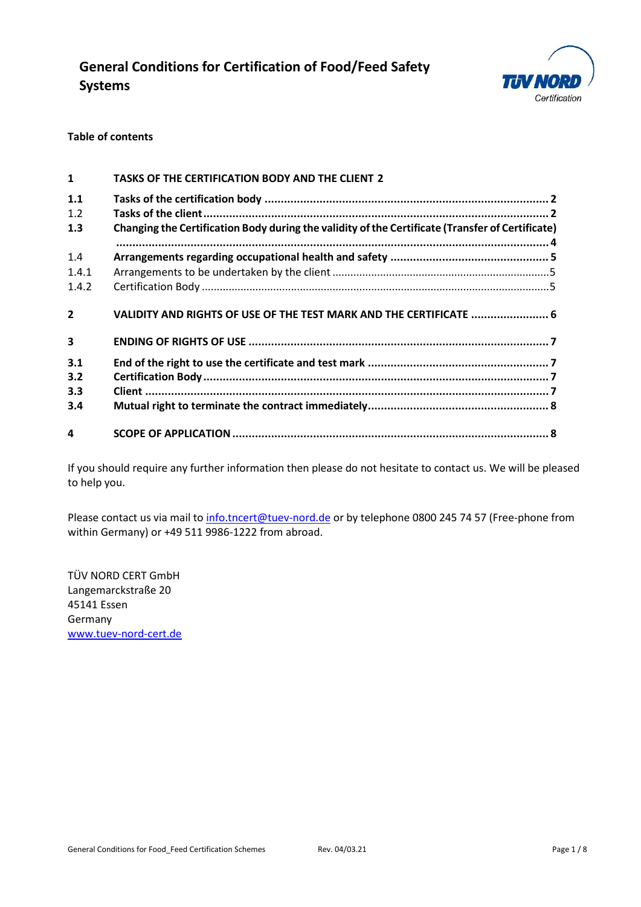# General Conditions for Certification of Food/Feed Safety Systems

**Table of contents**

| | | |
|---|---|---|
| **1** | **TASKS OF THE CERTIFICATION BODY AND THE CLIENT** | **2** |
| **1.1** | **Tasks of the certification body** | **2** |
| 1.2 | **Tasks of the client** | **2** |
| **1.3** | **Changing the Certification Body during the validity of the Certificate (Transfer of Certificate)** | **4** |
| 1.4 | **Arrangements regarding occupational health and safety** | **5** |
| 1.4.1 | Arrangements to be undertaken by the client | 5 |
| 1.4.2 | Certification Body | 5 |
| **2** | **VALIDITY AND RIGHTS OF USE OF THE TEST MARK AND THE CERTIFICATE** | **6** |
| **3** | **ENDING OF RIGHTS OF USE** | **7** |
| **3.1** | **End of the right to use the certificate and test mark** | **7** |
| **3.2** | **Certification Body** | **7** |
| **3.3** | **Client** | **7** |
| **3.4** | **Mutual right to terminate the contract immediately** | **8** |
| **4** | **SCOPE OF APPLICATION** | **8** |

If you should require any further information then please do not hesitate to contact us. We will be pleased to help you.

Please contact us via mail to info.tncert@tuev-nord.de or by telephone 0800 245 74 57 (Free-phone from within Germany) or +49 511 9986-1222 from abroad.

TÜV NORD CERT GmbH
Langemarckstraße 20
45141 Essen
Germany
www.tuev-nord-cert.de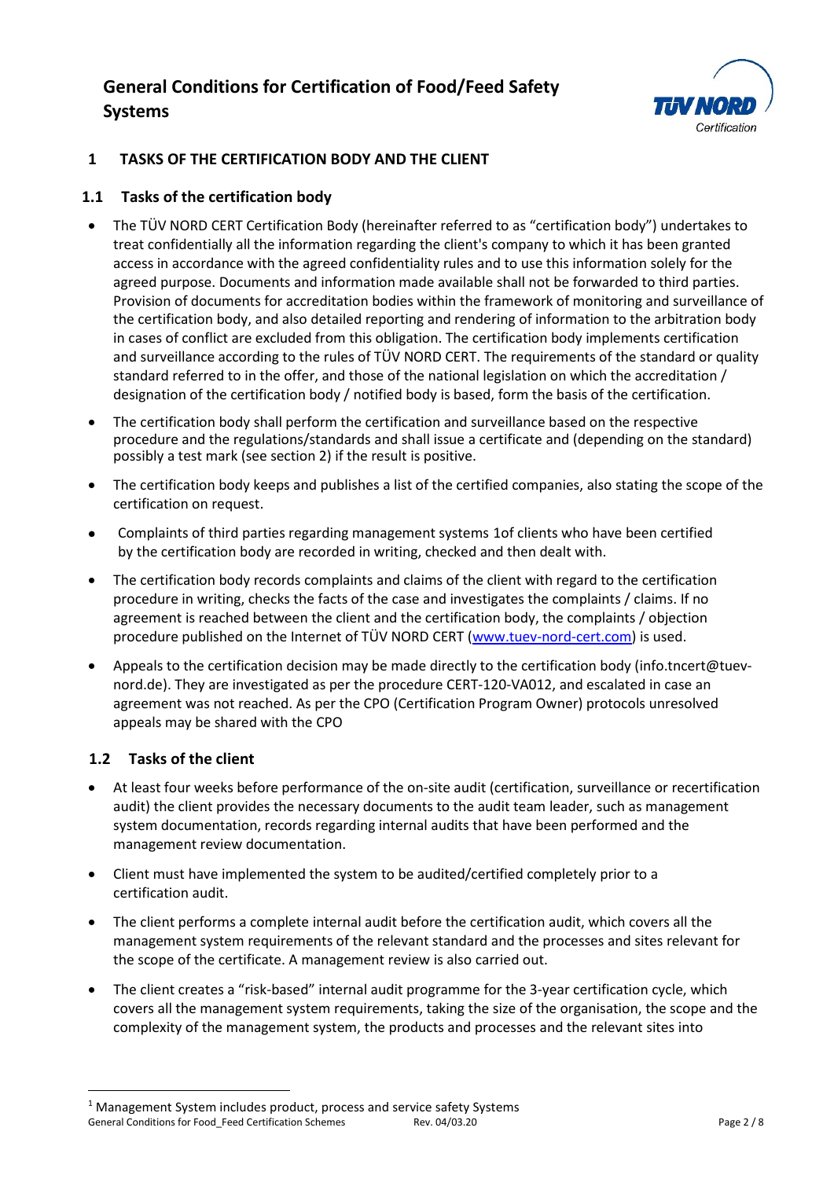# General Conditions for Certification of Food/Feed Safety Systems

## 1 TASKS OF THE CERTIFICATION BODY AND THE CLIENT

### 1.1 Tasks of the certification body

- The TÜV NORD CERT Certification Body (hereinafter referred to as "certification body") undertakes to treat confidentially all the information regarding the client's company to which it has been granted access in accordance with the agreed confidentiality rules and to use this information solely for the agreed purpose. Documents and information made available shall not be forwarded to third parties. Provision of documents for accreditation bodies within the framework of monitoring and surveillance of the certification body, and also detailed reporting and rendering of information to the arbitration body in cases of conflict are excluded from this obligation. The certification body implements certification and surveillance according to the rules of TÜV NORD CERT. The requirements of the standard or quality standard referred to in the offer, and those of the national legislation on which the accreditation / designation of the certification body / notified body is based, form the basis of the certification.
- The certification body shall perform the certification and surveillance based on the respective procedure and the regulations/standards and shall issue a certificate and (depending on the standard) possibly a test mark (see section 2) if the result is positive.
- The certification body keeps and publishes a list of the certified companies, also stating the scope of the certification on request.
- Complaints of third parties regarding management systems [1] of clients who have been certified by the certification body are recorded in writing, checked and then dealt with.
- The certification body records complaints and claims of the client with regard to the certification procedure in writing, checks the facts of the case and investigates the complaints / claims. If no agreement is reached between the client and the certification body, the complaints / objection procedure published on the Internet of TÜV NORD CERT (www.tuev-nord-cert.com) is used.
- Appeals to the certification decision may be made directly to the certification body (info.tncert@tuev-nord.de). They are investigated as per the procedure CERT-120-VA012, and escalated in case an agreement was not reached. As per the CPO (Certification Program Owner) protocols unresolved appeals may be shared with the CPO

### 1.2 Tasks of the client

- At least four weeks before performance of the on-site audit (certification, surveillance or recertification audit) the client provides the necessary documents to the audit team leader, such as management system documentation, records regarding internal audits that have been performed and the management review documentation.
- Client must have implemented the system to be audited/certified completely prior to a certification audit.
- The client performs a complete internal audit before the certification audit, which covers all the management system requirements of the relevant standard and the processes and sites relevant for the scope of the certificate. A management review is also carried out.
- The client creates a "risk-based" internal audit programme for the 3-year certification cycle, which covers all the management system requirements, taking the size of the organisation, the scope and the complexity of the management system, the products and processes and the relevant sites into

[1] Management System includes product, process and service safety Systems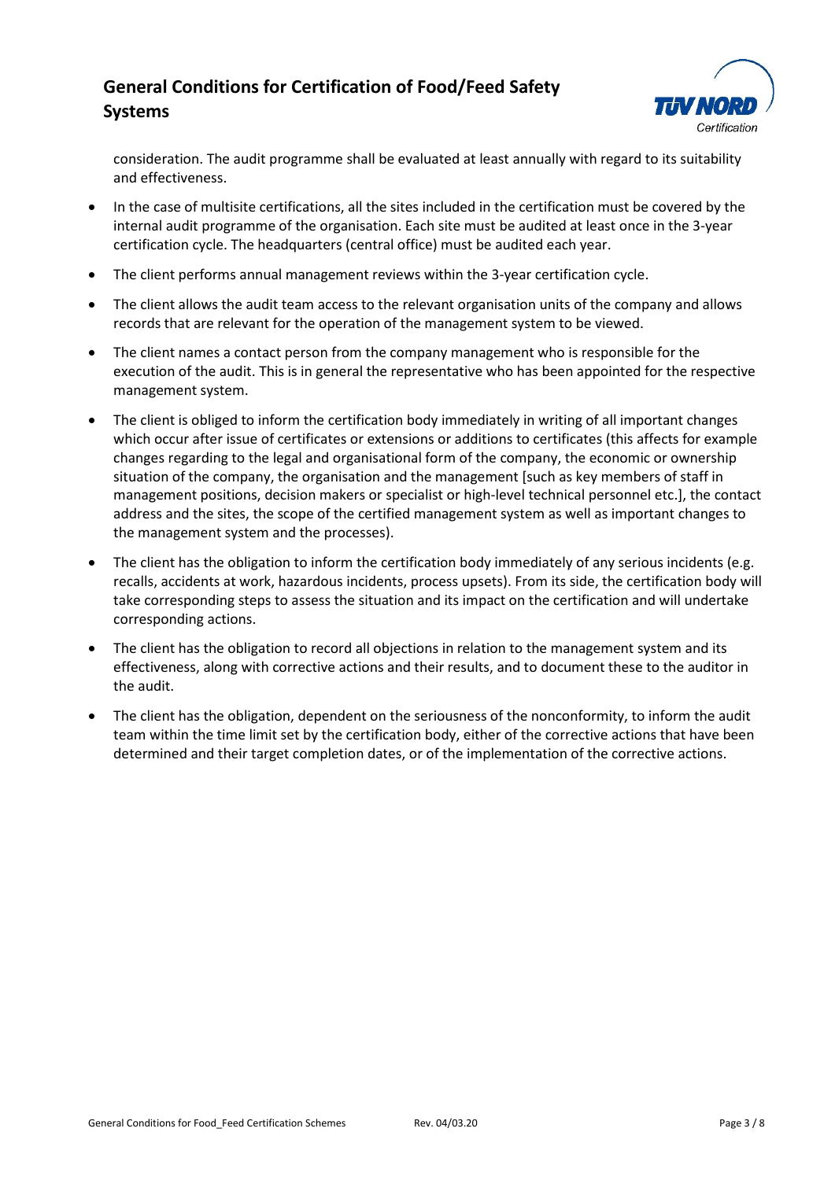consideration. The audit programme shall be evaluated at least annually with regard to its suitability and effectiveness.

- In the case of multisite certifications, all the sites included in the certification must be covered by the internal audit programme of the organisation. Each site must be audited at least once in the 3-year certification cycle. The headquarters (central office) must be audited each year.
- The client performs annual management reviews within the 3-year certification cycle.
- The client allows the audit team access to the relevant organisation units of the company and allows records that are relevant for the operation of the management system to be viewed.
- The client names a contact person from the company management who is responsible for the execution of the audit. This is in general the representative who has been appointed for the respective management system.
- The client is obliged to inform the certification body immediately in writing of all important changes which occur after issue of certificates or extensions or additions to certificates (this affects for example changes regarding to the legal and organisational form of the company, the economic or ownership situation of the company, the organisation and the management [such as key members of staff in management positions, decision makers or specialist or high-level technical personnel etc.], the contact address and the sites, the scope of the certified management system as well as important changes to the management system and the processes).
- The client has the obligation to inform the certification body immediately of any serious incidents (e.g. recalls, accidents at work, hazardous incidents, process upsets). From its side, the certification body will take corresponding steps to assess the situation and its impact on the certification and will undertake corresponding actions.
- The client has the obligation to record all objections in relation to the management system and its effectiveness, along with corrective actions and their results, and to document these to the auditor in the audit.
- The client has the obligation, dependent on the seriousness of the nonconformity, to inform the audit team within the time limit set by the certification body, either of the corrective actions that have been determined and their target completion dates, or of the implementation of the corrective actions.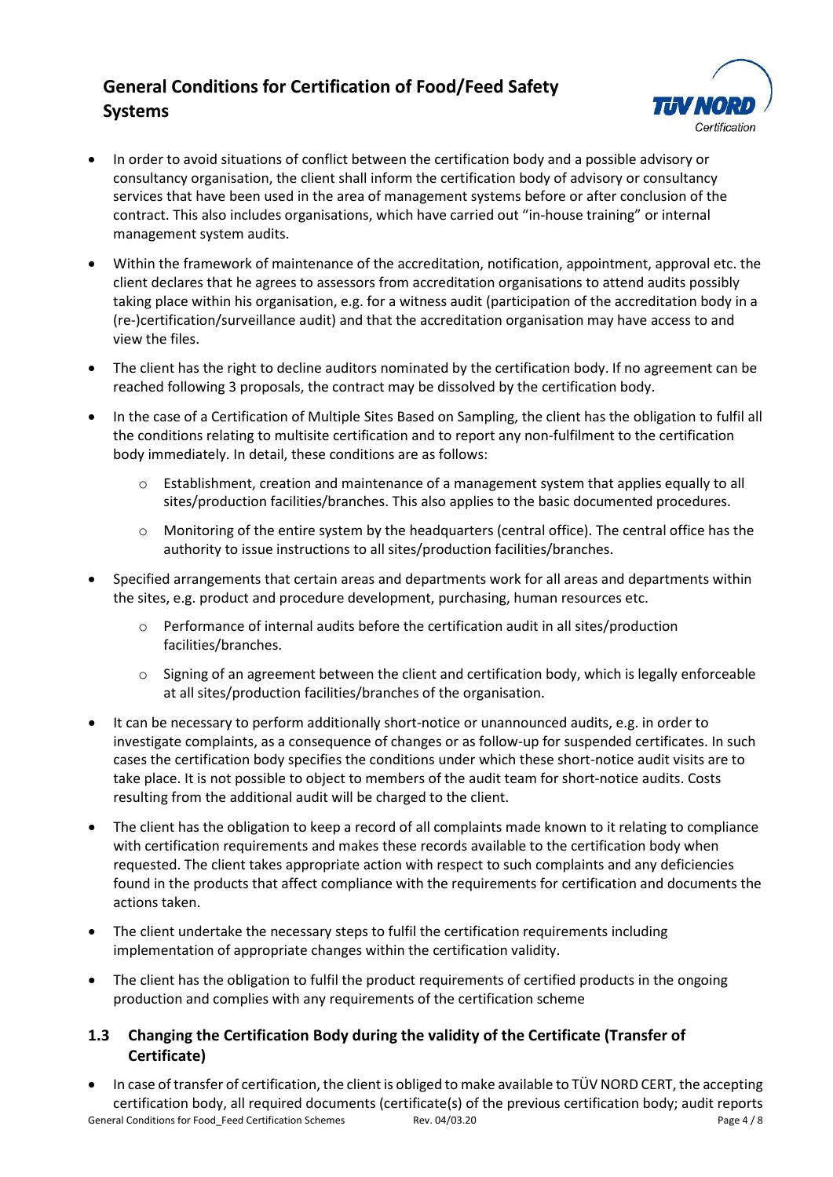- In order to avoid situations of conflict between the certification body and a possible advisory or consultancy organisation, the client shall inform the certification body of advisory or consultancy services that have been used in the area of management systems before or after conclusion of the contract. This also includes organisations, which have carried out "in-house training" or internal management system audits.
- Within the framework of maintenance of the accreditation, notification, appointment, approval etc. the client declares that he agrees to assessors from accreditation organisations to attend audits possibly taking place within his organisation, e.g. for a witness audit (participation of the accreditation body in a (re-)certification/surveillance audit) and that the accreditation organisation may have access to and view the files.
- The client has the right to decline auditors nominated by the certification body. If no agreement can be reached following 3 proposals, the contract may be dissolved by the certification body.
- In the case of a Certification of Multiple Sites Based on Sampling, the client has the obligation to fulfil all the conditions relating to multisite certification and to report any non-fulfilment to the certification body immediately. In detail, these conditions are as follows:
    - Establishment, creation and maintenance of a management system that applies equally to all sites/production facilities/branches. This also applies to the basic documented procedures.
    - Monitoring of the entire system by the headquarters (central office). The central office has the authority to issue instructions to all sites/production facilities/branches.
- Specified arrangements that certain areas and departments work for all areas and departments within the sites, e.g. product and procedure development, purchasing, human resources etc.
    - Performance of internal audits before the certification audit in all sites/production facilities/branches.
    - Signing of an agreement between the client and certification body, which is legally enforceable at all sites/production facilities/branches of the organisation.
- It can be necessary to perform additionally short-notice or unannounced audits, e.g. in order to investigate complaints, as a consequence of changes or as follow-up for suspended certificates. In such cases the certification body specifies the conditions under which these short-notice audit visits are to take place. It is not possible to object to members of the audit team for short-notice audits. Costs resulting from the additional audit will be charged to the client.
- The client has the obligation to keep a record of all complaints made known to it relating to compliance with certification requirements and makes these records available to the certification body when requested. The client takes appropriate action with respect to such complaints and any deficiencies found in the products that affect compliance with the requirements for certification and documents the actions taken.
- The client undertake the necessary steps to fulfil the certification requirements including implementation of appropriate changes within the certification validity.
- The client has the obligation to fulfil the product requirements of certified products in the ongoing production and complies with any requirements of the certification scheme

## 1.3 Changing the Certification Body during the validity of the Certificate (Transfer of Certificate)

- In case of transfer of certification, the client is obliged to make available to TÜV NORD CERT, the accepting certification body, all required documents (certificate(s) of the previous certification body; audit reports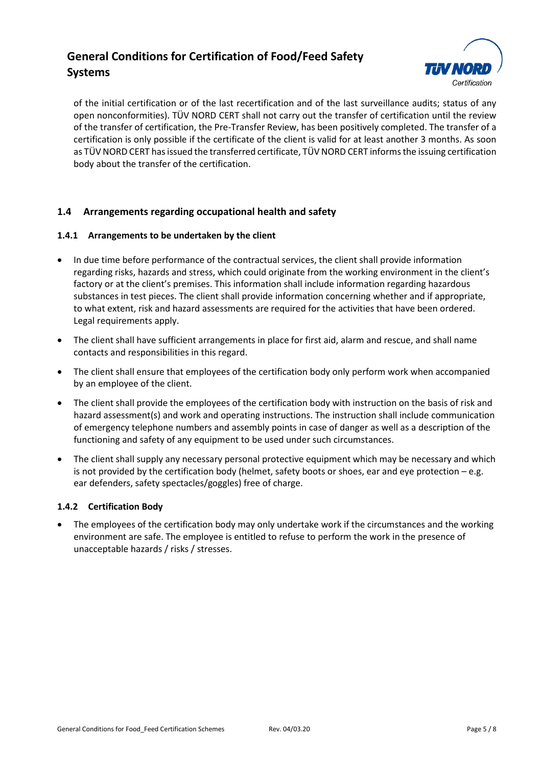of the initial certification or of the last recertification and of the last surveillance audits; status of any open nonconformities). TÜV NORD CERT shall not carry out the transfer of certification until the review of the transfer of certification, the Pre-Transfer Review, has been positively completed. The transfer of a certification is only possible if the certificate of the client is valid for at least another 3 months. As soon as TÜV NORD CERT has issued the transferred certificate, TÜV NORD CERT informs the issuing certification body about the transfer of the certification.

## 1.4 Arrangements regarding occupational health and safety

### 1.4.1 Arrangements to be undertaken by the client

- In due time before performance of the contractual services, the client shall provide information regarding risks, hazards and stress, which could originate from the working environment in the client's factory or at the client's premises. This information shall include information regarding hazardous substances in test pieces. The client shall provide information concerning whether and if appropriate, to what extent, risk and hazard assessments are required for the activities that have been ordered. Legal requirements apply.
- The client shall have sufficient arrangements in place for first aid, alarm and rescue, and shall name contacts and responsibilities in this regard.
- The client shall ensure that employees of the certification body only perform work when accompanied by an employee of the client.
- The client shall provide the employees of the certification body with instruction on the basis of risk and hazard assessment(s) and work and operating instructions. The instruction shall include communication of emergency telephone numbers and assembly points in case of danger as well as a description of the functioning and safety of any equipment to be used under such circumstances.
- The client shall supply any necessary personal protective equipment which may be necessary and which is not provided by the certification body (helmet, safety boots or shoes, ear and eye protection – e.g. ear defenders, safety spectacles/goggles) free of charge.

### 1.4.2 Certification Body

- The employees of the certification body may only undertake work if the circumstances and the working environment are safe. The employee is entitled to refuse to perform the work in the presence of unacceptable hazards / risks / stresses.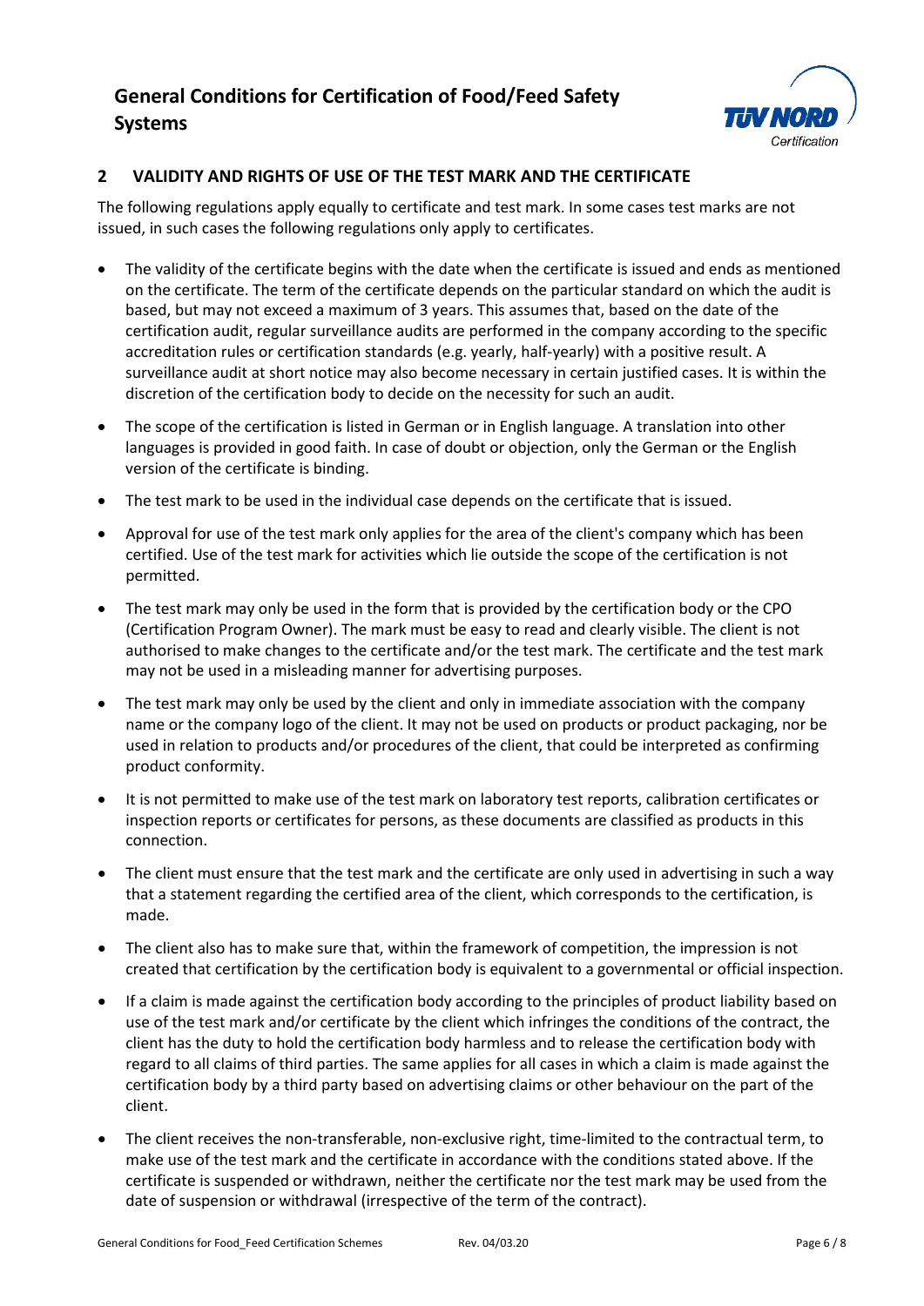## 2 VALIDITY AND RIGHTS OF USE OF THE TEST MARK AND THE CERTIFICATE

The following regulations apply equally to certificate and test mark. In some cases test marks are not issued, in such cases the following regulations only apply to certificates.

- The validity of the certificate begins with the date when the certificate is issued and ends as mentioned on the certificate. The term of the certificate depends on the particular standard on which the audit is based, but may not exceed a maximum of 3 years. This assumes that, based on the date of the certification audit, regular surveillance audits are performed in the company according to the specific accreditation rules or certification standards (e.g. yearly, half-yearly) with a positive result. A surveillance audit at short notice may also become necessary in certain justified cases. It is within the discretion of the certification body to decide on the necessity for such an audit.
- The scope of the certification is listed in German or in English language. A translation into other languages is provided in good faith. In case of doubt or objection, only the German or the English version of the certificate is binding.
- The test mark to be used in the individual case depends on the certificate that is issued.
- Approval for use of the test mark only applies for the area of the client's company which has been certified. Use of the test mark for activities which lie outside the scope of the certification is not permitted.
- The test mark may only be used in the form that is provided by the certification body or the CPO (Certification Program Owner). The mark must be easy to read and clearly visible. The client is not authorised to make changes to the certificate and/or the test mark. The certificate and the test mark may not be used in a misleading manner for advertising purposes.
- The test mark may only be used by the client and only in immediate association with the company name or the company logo of the client. It may not be used on products or product packaging, nor be used in relation to products and/or procedures of the client, that could be interpreted as confirming product conformity.
- It is not permitted to make use of the test mark on laboratory test reports, calibration certificates or inspection reports or certificates for persons, as these documents are classified as products in this connection.
- The client must ensure that the test mark and the certificate are only used in advertising in such a way that a statement regarding the certified area of the client, which corresponds to the certification, is made.
- The client also has to make sure that, within the framework of competition, the impression is not created that certification by the certification body is equivalent to a governmental or official inspection.
- If a claim is made against the certification body according to the principles of product liability based on use of the test mark and/or certificate by the client which infringes the conditions of the contract, the client has the duty to hold the certification body harmless and to release the certification body with regard to all claims of third parties. The same applies for all cases in which a claim is made against the certification body by a third party based on advertising claims or other behaviour on the part of the client.
- The client receives the non-transferable, non-exclusive right, time-limited to the contractual term, to make use of the test mark and the certificate in accordance with the conditions stated above. If the certificate is suspended or withdrawn, neither the certificate nor the test mark may be used from the date of suspension or withdrawal (irrespective of the term of the contract).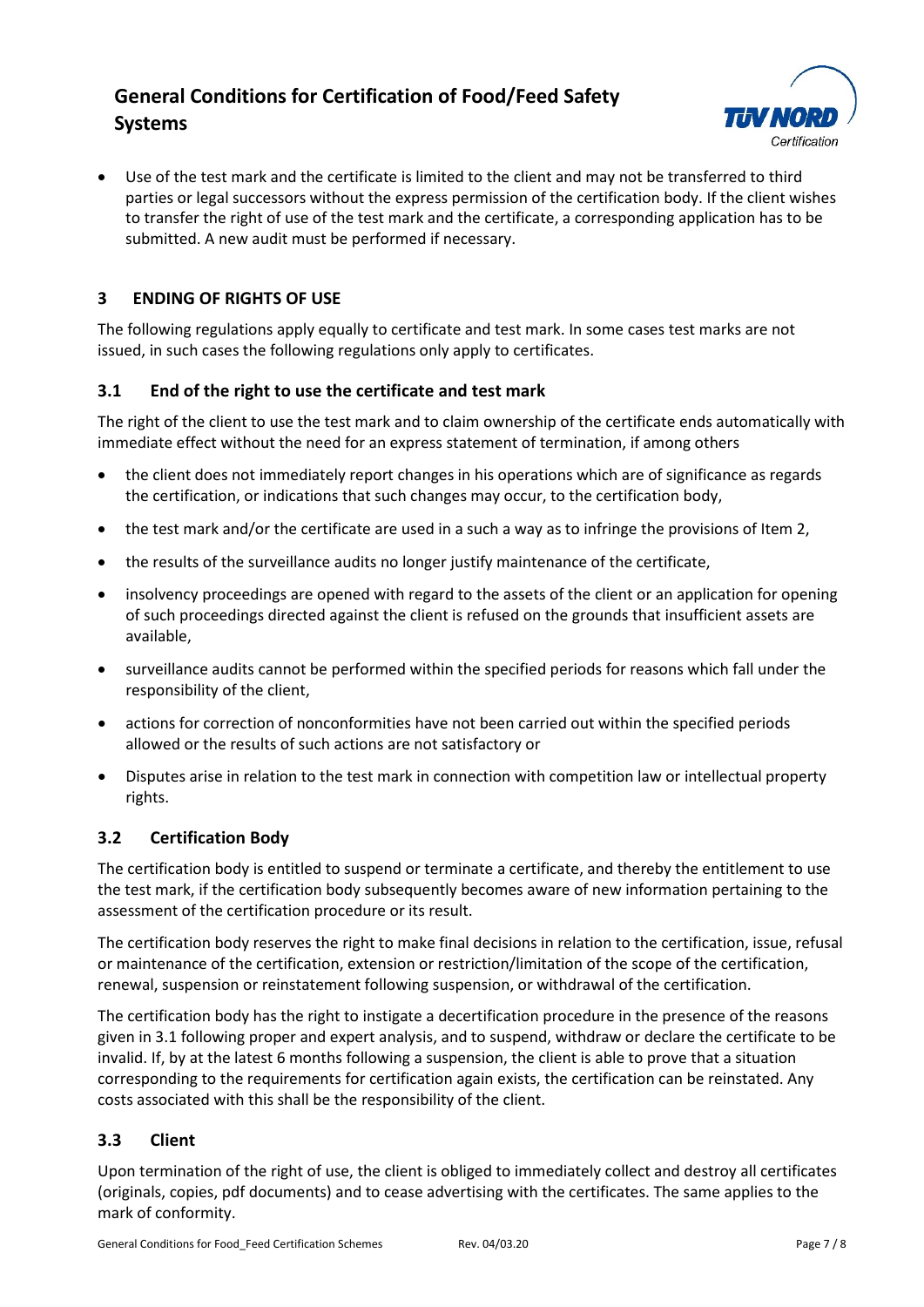- Use of the test mark and the certificate is limited to the client and may not be transferred to third parties or legal successors without the express permission of the certification body. If the client wishes to transfer the right of use of the test mark and the certificate, a corresponding application has to be submitted. A new audit must be performed if necessary.

## 3 ENDING OF RIGHTS OF USE

The following regulations apply equally to certificate and test mark. In some cases test marks are not issued, in such cases the following regulations only apply to certificates.

### 3.1 End of the right to use the certificate and test mark

The right of the client to use the test mark and to claim ownership of the certificate ends automatically with immediate effect without the need for an express statement of termination, if among others

- the client does not immediately report changes in his operations which are of significance as regards the certification, or indications that such changes may occur, to the certification body,
- the test mark and/or the certificate are used in a such a way as to infringe the provisions of Item 2,
- the results of the surveillance audits no longer justify maintenance of the certificate,
- insolvency proceedings are opened with regard to the assets of the client or an application for opening of such proceedings directed against the client is refused on the grounds that insufficient assets are available,
- surveillance audits cannot be performed within the specified periods for reasons which fall under the responsibility of the client,
- actions for correction of nonconformities have not been carried out within the specified periods allowed or the results of such actions are not satisfactory or
- Disputes arise in relation to the test mark in connection with competition law or intellectual property rights.

### 3.2 Certification Body

The certification body is entitled to suspend or terminate a certificate, and thereby the entitlement to use the test mark, if the certification body subsequently becomes aware of new information pertaining to the assessment of the certification procedure or its result.

The certification body reserves the right to make final decisions in relation to the certification, issue, refusal or maintenance of the certification, extension or restriction/limitation of the scope of the certification, renewal, suspension or reinstatement following suspension, or withdrawal of the certification.

The certification body has the right to instigate a decertification procedure in the presence of the reasons given in 3.1 following proper and expert analysis, and to suspend, withdraw or declare the certificate to be invalid. If, by at the latest 6 months following a suspension, the client is able to prove that a situation corresponding to the requirements for certification again exists, the certification can be reinstated. Any costs associated with this shall be the responsibility of the client.

### 3.3 Client

Upon termination of the right of use, the client is obliged to immediately collect and destroy all certificates (originals, copies, pdf documents) and to cease advertising with the certificates. The same applies to the mark of conformity.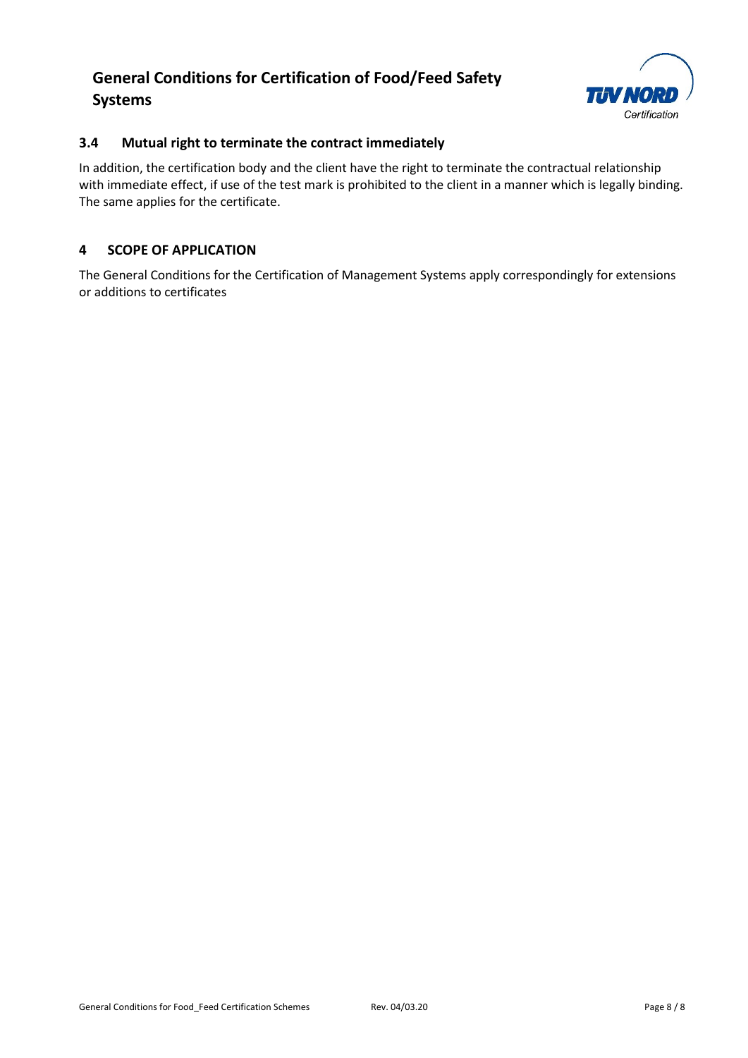### 3.4 Mutual right to terminate the contract immediately

In addition, the certification body and the client have the right to terminate the contractual relationship with immediate effect, if use of the test mark is prohibited to the client in a manner which is legally binding. The same applies for the certificate.

## 4 SCOPE OF APPLICATION

The General Conditions for the Certification of Management Systems apply correspondingly for extensions or additions to certificates